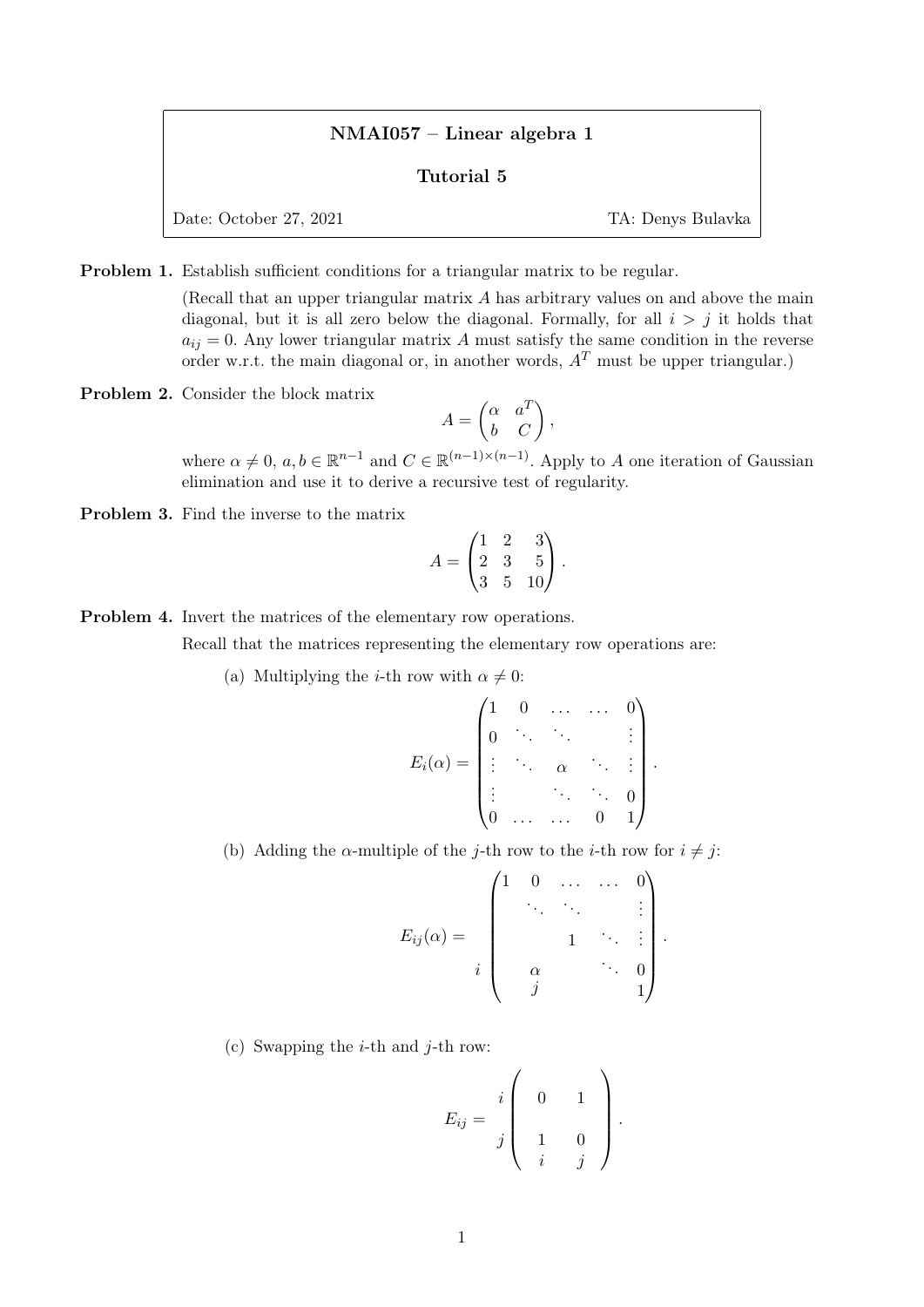**NMAI057 – Linear algebra 1**

**Tutorial 5**

Date: October 27, 2021 TA: Denys Bulavka

**Problem 1.** Establish sufficient conditions for a triangular matrix to be regular.

(Recall that an upper triangular matrix $A$ has arbitrary values on and above the main diagonal, but it is all zero below the diagonal. Formally, for all $i > j$ it holds that $a_{ij} = 0$. Any lower triangular matrix $A$ must satisfy the same condition in the reverse order w.r.t. the main diagonal or, in another words, $A^T$ must be upper triangular.)

**Problem 2.** Consider the block matrix

$$A = \begin{pmatrix} \alpha & a^T \\ b & C \end{pmatrix},$$

where $\alpha \neq 0$, $a, b \in \mathbb{R}^{n-1}$ and $C \in \mathbb{R}^{(n-1)\times(n-1)}$. Apply to $A$ one iteration of Gaussian elimination and use it to derive a recursive test of regularity.

**Problem 3.** Find the inverse to the matrix

$$A = \begin{pmatrix} 1 & 2 & 3 \\ 2 & 3 & 5 \\ 3 & 5 & 10 \end{pmatrix}.$$

**Problem 4.** Invert the matrices of the elementary row operations.

Recall that the matrices representing the elementary row operations are:

(a) Multiplying the $i$-th row with $\alpha \neq 0$:

$$E_i(\alpha) = \begin{pmatrix} 1 & 0 & \dots & \dots & 0 \\ 0 & \ddots & \ddots & & \vdots \\ \vdots & \ddots & \alpha & \ddots & \vdots \\ \vdots & & \ddots & \ddots & 0 \\ 0 & \dots & \dots & 0 & 1 \end{pmatrix}.$$

(b) Adding the $\alpha$-multiple of the $j$-th row to the $i$-th row for $i \neq j$:

$$E_{ij}(\alpha) = \begin{array}{c} \\ \\ \\ i \\ \\ \end{array} \begin{pmatrix} 1 & 0 & \dots & \dots & 0 \\ & \ddots & \ddots & & \vdots \\ & & 1 & \ddots & \vdots \\ & \alpha & & \ddots & 0 \\ & j & & & 1 \end{pmatrix}.$$

(c) Swapping the $i$-th and $j$-th row:

$$E_{ij} = \begin{array}{c} i \\ \\ j \\ \\ \end{array} \begin{pmatrix} & 0 & & 1 & \\ & & & & \\ & 1 & & 0 & \\ & i & & j & \end{pmatrix}.$$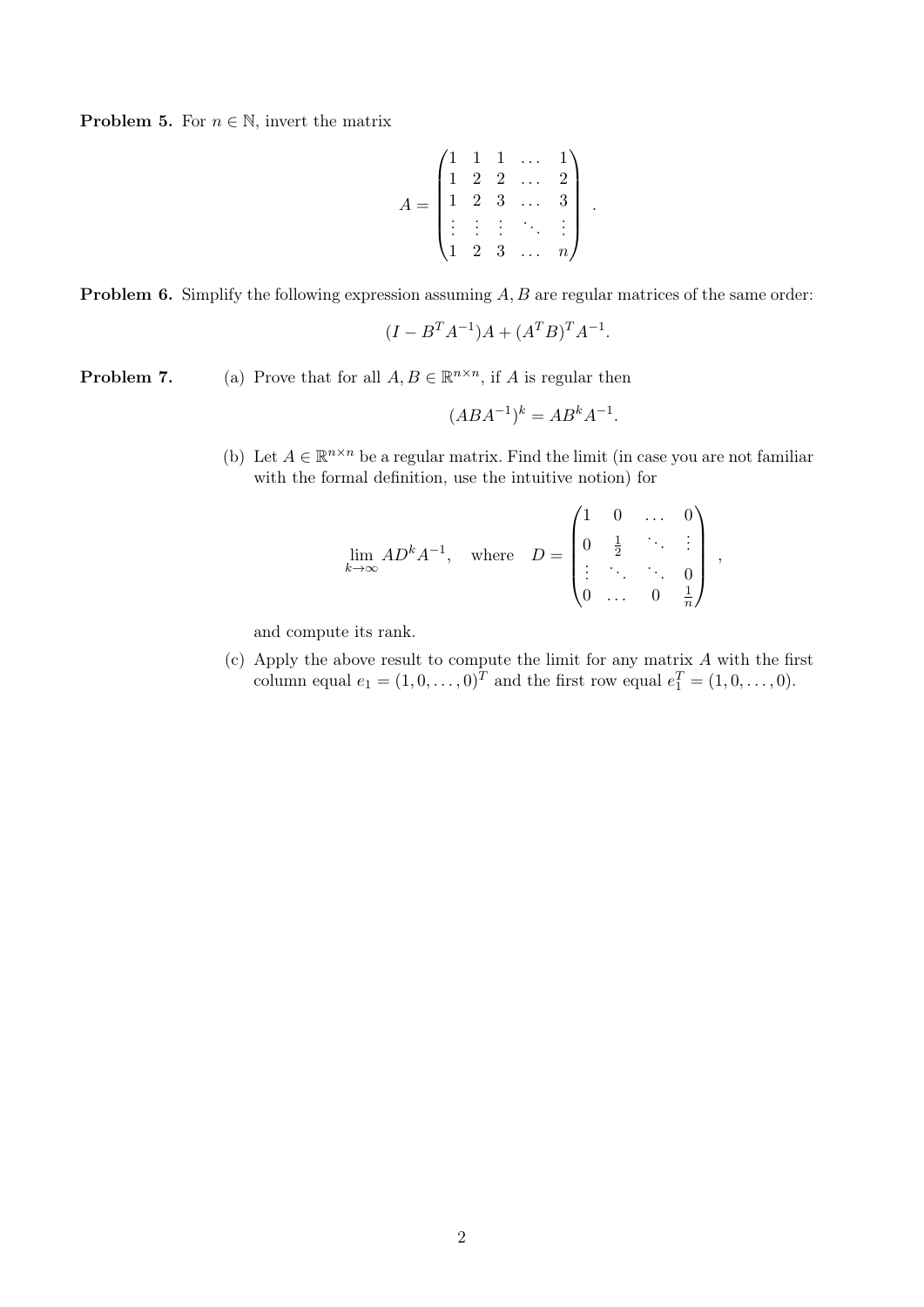**Problem 5.** For $n \in \mathbb{N}$, invert the matrix

$$A = \begin{pmatrix} 1 & 1 & 1 & \dots & 1 \\ 1 & 2 & 2 & \dots & 2 \\ 1 & 2 & 3 & \dots & 3 \\ \vdots & \vdots & \vdots & \ddots & \vdots \\ 1 & 2 & 3 & \dots & n \end{pmatrix}.$$

**Problem 6.** Simplify the following expression assuming $A, B$ are regular matrices of the same order:

$$(I - B^T A^{-1})A + (A^T B)^T A^{-1}.$$

**Problem 7.**

(a) Prove that for all $A, B \in \mathbb{R}^{n \times n}$, if $A$ is regular then

$$(ABA^{-1})^k = AB^k A^{-1}.$$

(b) Let $A \in \mathbb{R}^{n \times n}$ be a regular matrix. Find the limit (in case you are not familiar with the formal definition, use the intuitive notion) for

$$\lim_{k \to \infty} AD^k A^{-1}, \quad \text{where} \quad D = \begin{pmatrix} 1 & 0 & \dots & 0 \\ 0 & \frac{1}{2} & \ddots & \vdots \\ \vdots & \ddots & \ddots & 0 \\ 0 & \dots & 0 & \frac{1}{n} \end{pmatrix},$$

and compute its rank.

(c) Apply the above result to compute the limit for any matrix $A$ with the first column equal $e_1 = (1, 0, \dots, 0)^T$ and the first row equal $e_1^T = (1, 0, \dots, 0)$.